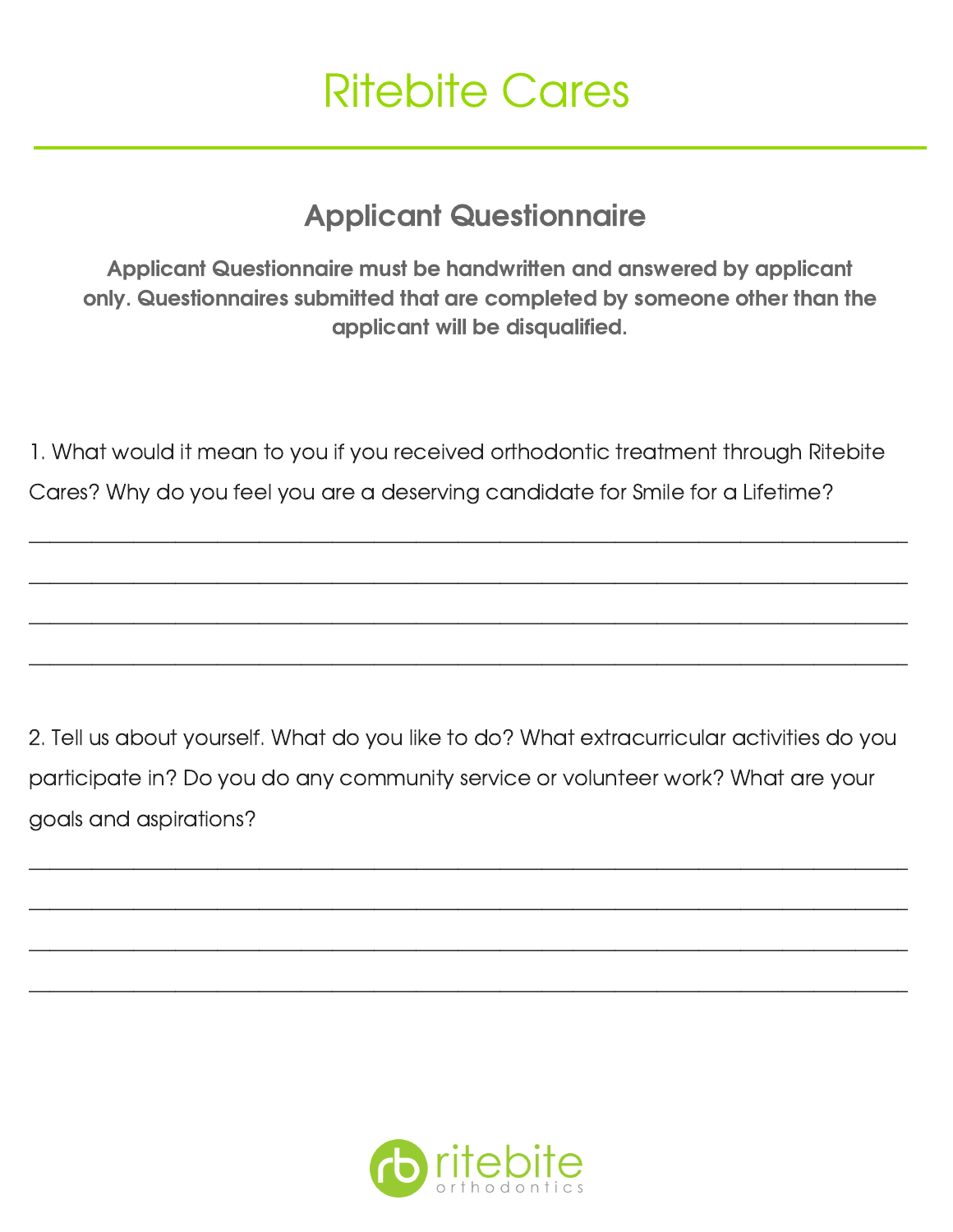# Ritebite Cares

## Applicant Questionnaire

**Applicant Questionnaire must be handwritten and answered by applicant only. Questionnaires submitted that are completed by someone other than the applicant will be disqualified.**

1. What would it mean to you if you received orthodontic treatment through Ritebite Cares? Why do you feel you are a deserving candidate for Smile for a Lifetime?

______________________________________________________________________________

______________________________________________________________________________

______________________________________________________________________________

______________________________________________________________________________

2. Tell us about yourself. What do you like to do? What extracurricular activities do you participate in? Do you do any community service or volunteer work? What are your goals and aspirations?

______________________________________________________________________________

______________________________________________________________________________

______________________________________________________________________________

______________________________________________________________________________

ritebite orthodontics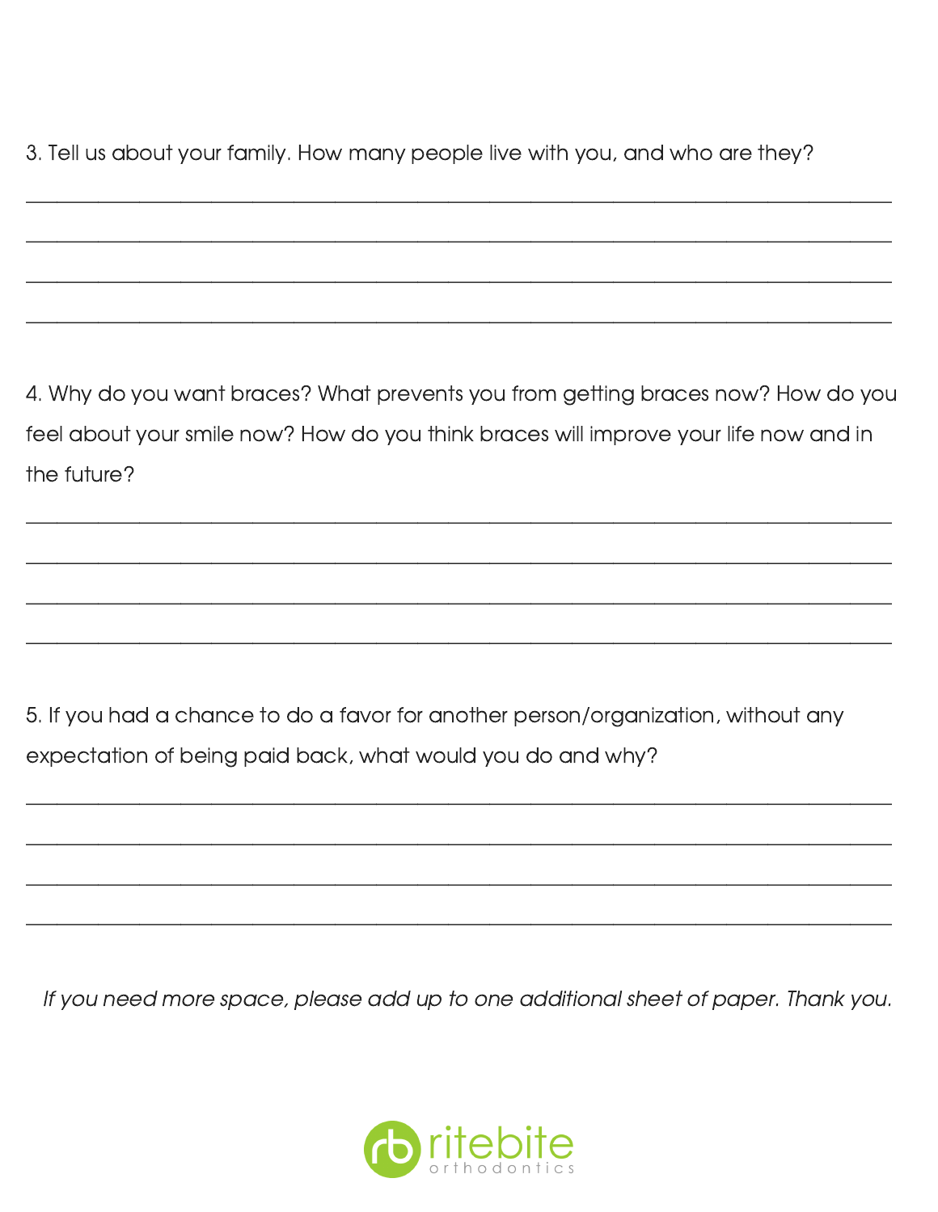3. Tell us about your family. How many people live with you, and who are they?

\_\_\_\_\_\_\_\_\_\_\_\_\_\_\_\_\_\_\_\_\_\_\_\_\_\_\_\_\_\_\_\_\_\_\_\_\_\_\_\_\_\_\_\_\_\_\_\_\_\_\_\_\_\_\_\_\_\_\_\_\_\_\_\_\_\_\_\_\_\_\_\_\_\_\_\_

\_\_\_\_\_\_\_\_\_\_\_\_\_\_\_\_\_\_\_\_\_\_\_\_\_\_\_\_\_\_\_\_\_\_\_\_\_\_\_\_\_\_\_\_\_\_\_\_\_\_\_\_\_\_\_\_\_\_\_\_\_\_\_\_\_\_\_\_\_\_\_\_\_\_\_\_

\_\_\_\_\_\_\_\_\_\_\_\_\_\_\_\_\_\_\_\_\_\_\_\_\_\_\_\_\_\_\_\_\_\_\_\_\_\_\_\_\_\_\_\_\_\_\_\_\_\_\_\_\_\_\_\_\_\_\_\_\_\_\_\_\_\_\_\_\_\_\_\_\_\_\_\_

\_\_\_\_\_\_\_\_\_\_\_\_\_\_\_\_\_\_\_\_\_\_\_\_\_\_\_\_\_\_\_\_\_\_\_\_\_\_\_\_\_\_\_\_\_\_\_\_\_\_\_\_\_\_\_\_\_\_\_\_\_\_\_\_\_\_\_\_\_\_\_\_\_\_\_\_

4. Why do you want braces? What prevents you from getting braces now? How do you feel about your smile now? How do you think braces will improve your life now and in the future?

\_\_\_\_\_\_\_\_\_\_\_\_\_\_\_\_\_\_\_\_\_\_\_\_\_\_\_\_\_\_\_\_\_\_\_\_\_\_\_\_\_\_\_\_\_\_\_\_\_\_\_\_\_\_\_\_\_\_\_\_\_\_\_\_\_\_\_\_\_\_\_\_\_\_\_\_

\_\_\_\_\_\_\_\_\_\_\_\_\_\_\_\_\_\_\_\_\_\_\_\_\_\_\_\_\_\_\_\_\_\_\_\_\_\_\_\_\_\_\_\_\_\_\_\_\_\_\_\_\_\_\_\_\_\_\_\_\_\_\_\_\_\_\_\_\_\_\_\_\_\_\_\_

\_\_\_\_\_\_\_\_\_\_\_\_\_\_\_\_\_\_\_\_\_\_\_\_\_\_\_\_\_\_\_\_\_\_\_\_\_\_\_\_\_\_\_\_\_\_\_\_\_\_\_\_\_\_\_\_\_\_\_\_\_\_\_\_\_\_\_\_\_\_\_\_\_\_\_\_

\_\_\_\_\_\_\_\_\_\_\_\_\_\_\_\_\_\_\_\_\_\_\_\_\_\_\_\_\_\_\_\_\_\_\_\_\_\_\_\_\_\_\_\_\_\_\_\_\_\_\_\_\_\_\_\_\_\_\_\_\_\_\_\_\_\_\_\_\_\_\_\_\_\_\_\_

5. If you had a chance to do a favor for another person/organization, without any expectation of being paid back, what would you do and why?

\_\_\_\_\_\_\_\_\_\_\_\_\_\_\_\_\_\_\_\_\_\_\_\_\_\_\_\_\_\_\_\_\_\_\_\_\_\_\_\_\_\_\_\_\_\_\_\_\_\_\_\_\_\_\_\_\_\_\_\_\_\_\_\_\_\_\_\_\_\_\_\_\_\_\_\_

\_\_\_\_\_\_\_\_\_\_\_\_\_\_\_\_\_\_\_\_\_\_\_\_\_\_\_\_\_\_\_\_\_\_\_\_\_\_\_\_\_\_\_\_\_\_\_\_\_\_\_\_\_\_\_\_\_\_\_\_\_\_\_\_\_\_\_\_\_\_\_\_\_\_\_\_

\_\_\_\_\_\_\_\_\_\_\_\_\_\_\_\_\_\_\_\_\_\_\_\_\_\_\_\_\_\_\_\_\_\_\_\_\_\_\_\_\_\_\_\_\_\_\_\_\_\_\_\_\_\_\_\_\_\_\_\_\_\_\_\_\_\_\_\_\_\_\_\_\_\_\_\_

\_\_\_\_\_\_\_\_\_\_\_\_\_\_\_\_\_\_\_\_\_\_\_\_\_\_\_\_\_\_\_\_\_\_\_\_\_\_\_\_\_\_\_\_\_\_\_\_\_\_\_\_\_\_\_\_\_\_\_\_\_\_\_\_\_\_\_\_\_\_\_\_\_\_\_\_

*If you need more space, please add up to one additional sheet of paper. Thank you.*

ritebite orthodontics